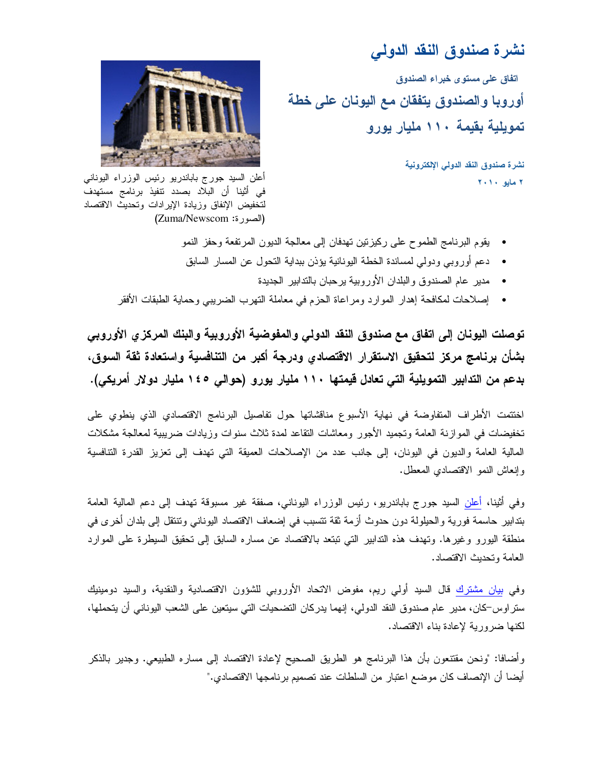# نشرة صندوق النقد الدولي

### اتفاق على مستوى خبراء الصندوق

## أوروبا والصندوق يتفقان مع اليونان على خطة تمويلية بقيمة ١١٠ مليار يورو

**نشرة صندوق النقد الدولي الإلكترونية**

**٢ مايو ٢٠١٠**

أعلن السيد جورج باباندريو رئيس الوزراء اليوناني في أثينا أن البلاد بصدد تنفيذ برنامج مستهدف لتخفيض الإنفاق وزيادة الإيرادات وتحديث الاقتصاد (الصورة: Zuma/Newscom)

- يقوم البرنامج الطموح على ركيزتين تهدفان إلى معالجة الديون المرتفعة وحفز النمو
- دعم أوروبي ودولي لمساندة الخطة اليونانية يؤذن ببداية التحول عن المسار السابق
- مدير عام الصندوق والبلدان الأوروبية يرحبان بالتدابير الجديدة
- إصلاحات لمكافحة إهدار الموارد ومراعاة الحزم في معاملة التهرب الضريبي وحماية الطبقات الأفقر

**توصلت اليونان إلى اتفاق مع صندوق النقد الدولي والمفوضية الأوروبية والبنك المركزي الأوروبي بشأن برنامج مركز لتحقيق الاستقرار الاقتصادي ودرجة أكبر من التنافسية واستعادة ثقة السوق، بدعم من التدابير التمويلية التي تعادل قيمتها ١١٠ مليار يورو (حوالي ١٤٥ مليار دولار أمريكي).**

اختتمت الأطراف المتفاوضة في نهاية الأسبوع مناقشاتها حول تفاصيل البرنامج الاقتصادي الذي ينطوي على تخفيضات في الموازنة العامة وتجميد الأجور ومعاشات التقاعد لمدة ثلاث سنوات وزيادات ضريبية لمعالجة مشكلات المالية العامة والديون في اليونان، إلى جانب عدد من الإصلاحات العميقة التي تهدف إلى تعزيز القدرة التنافسية وإنعاش النمو الاقتصادي المعطل.

وفي أثينا، أعلن السيد جورج باباندريو، رئيس الوزراء اليوناني، صفقة غير مسبوقة تهدف إلى دعم المالية العامة بتدابير حاسمة فورية والحيلولة دون حدوث أزمة ثقة تتسبب في إضعاف الاقتصاد اليوناني وتنتقل إلى بلدان أخرى في منطقة اليورو وغيرها. وتهدف هذه التدابير التي تبتعد بالاقتصاد عن مساره السابق إلى تحقيق السيطرة على الموارد العامة وتحديث الاقتصاد.

وفي بيان مشترك قال السيد أولي ريم، مفوض الاتحاد الأوروبي للشؤون الاقتصادية والنقدية، والسيد دومينيك ستراوس–كان، مدير عام صندوق النقد الدولي، إنهما يدركان التضحيات التي سيتعين على الشعب اليوناني أن يتحملها، لكنها ضرورية لإعادة بناء الاقتصاد.

وأضافا: "ونحن مقتنعون بأن هذا البرنامج هو الطريق الصحيح لإعادة الاقتصاد إلى مساره الطبيعي. وجدير بالذكر أيضا أن الإنصاف كان موضع اعتبار من السلطات عند تصميم برنامجها الاقتصادي."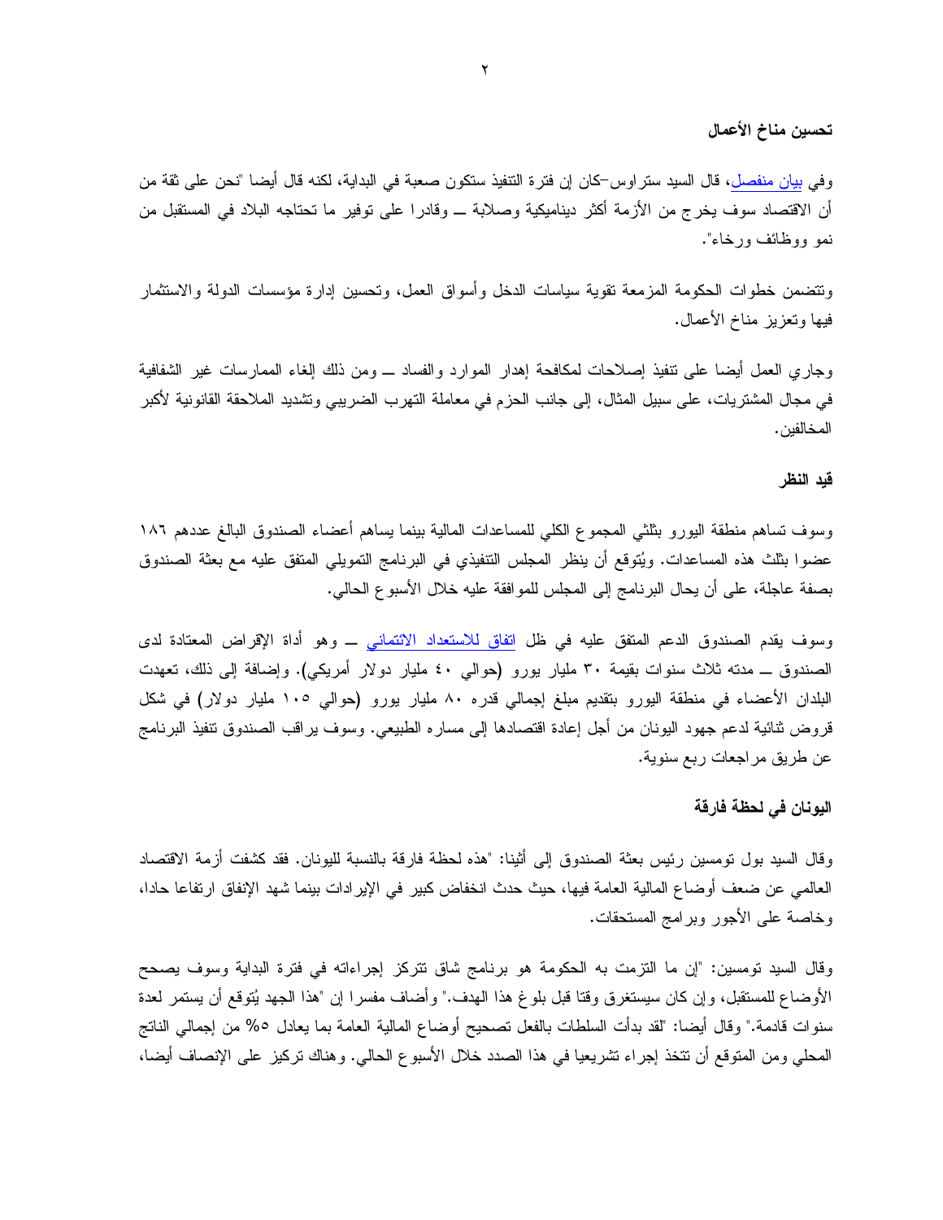## تحسين مناخ الأعمال

وفي بيان منفصل، قال السيد ستراوس–كان إن فترة التنفيذ ستكون صعبة في البداية، لكنه قال أيضا "نحن على ثقة من أن الاقتصاد سوف يخرج من الأزمة أكثر ديناميكية وصلابة ــ وقادرا على توفير ما تحتاجه البلاد في المستقبل من نمو ووظائف ورخاء".

وتتضمن خطوات الحكومة المزمعة تقوية سياسات الدخل وأسواق العمل، وتحسين إدارة مؤسسات الدولة والاستثمار فيها وتعزيز مناخ الأعمال.

وجاري العمل أيضا على تنفيذ إصلاحات لمكافحة إهدار الموارد والفساد ــ ومن ذلك إلغاء الممارسات غير الشفافية في مجال المشتريات، على سبيل المثال، إلى جانب الحزم في معاملة التهرب الضريبي وتشديد الملاحقة القانونية لأكبر المخالفين.

## قيد النظر

وسوف تساهم منطقة اليورو بثلثي المجموع الكلي للمساعدات المالية بينما يساهم أعضاء الصندوق البالغ عددهم ١٨٦ عضوا بثلث هذه المساعدات. ويُتوقع أن ينظر المجلس التنفيذي في البرنامج التمويلي المتفق عليه مع بعثة الصندوق بصفة عاجلة، على أن يحال البرنامج إلى المجلس للموافقة عليه خلال الأسبوع الحالي.

وسوف يقدم الصندوق الدعم المتفق عليه في ظل اتفاق للاستعداد الائتماني ــ وهو أداة الإقراض المعتادة لدى الصندوق ــ مدته ثلاث سنوات بقيمة ٣٠ مليار يورو (حوالي ٤٠ مليار دولار أمريكي). وإضافة إلى ذلك، تعهدت البلدان الأعضاء في منطقة اليورو بتقديم مبلغ إجمالي قدره ٨٠ مليار يورو (حوالي ١٠٥ مليار دولار) في شكل قروض ثنائية لدعم جهود اليونان من أجل إعادة اقتصادها إلى مساره الطبيعي. وسوف يراقب الصندوق تنفيذ البرنامج عن طريق مراجعات ربع سنوية.

## اليونان في لحظة فارقة

وقال السيد بول تومسين رئيس بعثة الصندوق إلى أثينا: "هذه لحظة فارقة بالنسبة لليونان. فقد كشفت أزمة الاقتصاد العالمي عن ضعف أوضاع المالية العامة فيها، حيث حدث انخفاض كبير في الإيرادات بينما شهد الإنفاق ارتفاعا حادا، وخاصة على الأجور وبرامج المستحقات.

وقال السيد تومسين: "إن ما التزمت به الحكومة هو برنامج شاق تتركز إجراءاته في فترة البداية وسوف يصحح الأوضاع للمستقبل، وإن كان سيستغرق وقتا قبل بلوغ هذا الهدف." وأضاف مفسرا إن "هذا الجهد يُتوقع أن يستمر لعدة سنوات قادمة." وقال أيضا: "لقد بدأت السلطات بالفعل تصحيح أوضاع المالية العامة بما يعادل ٥% من إجمالي الناتج المحلي ومن المتوقع أن تتخذ إجراء تشريعيا في هذا الصدد خلال الأسبوع الحالي. وهناك تركيز على الإنصاف أيضا،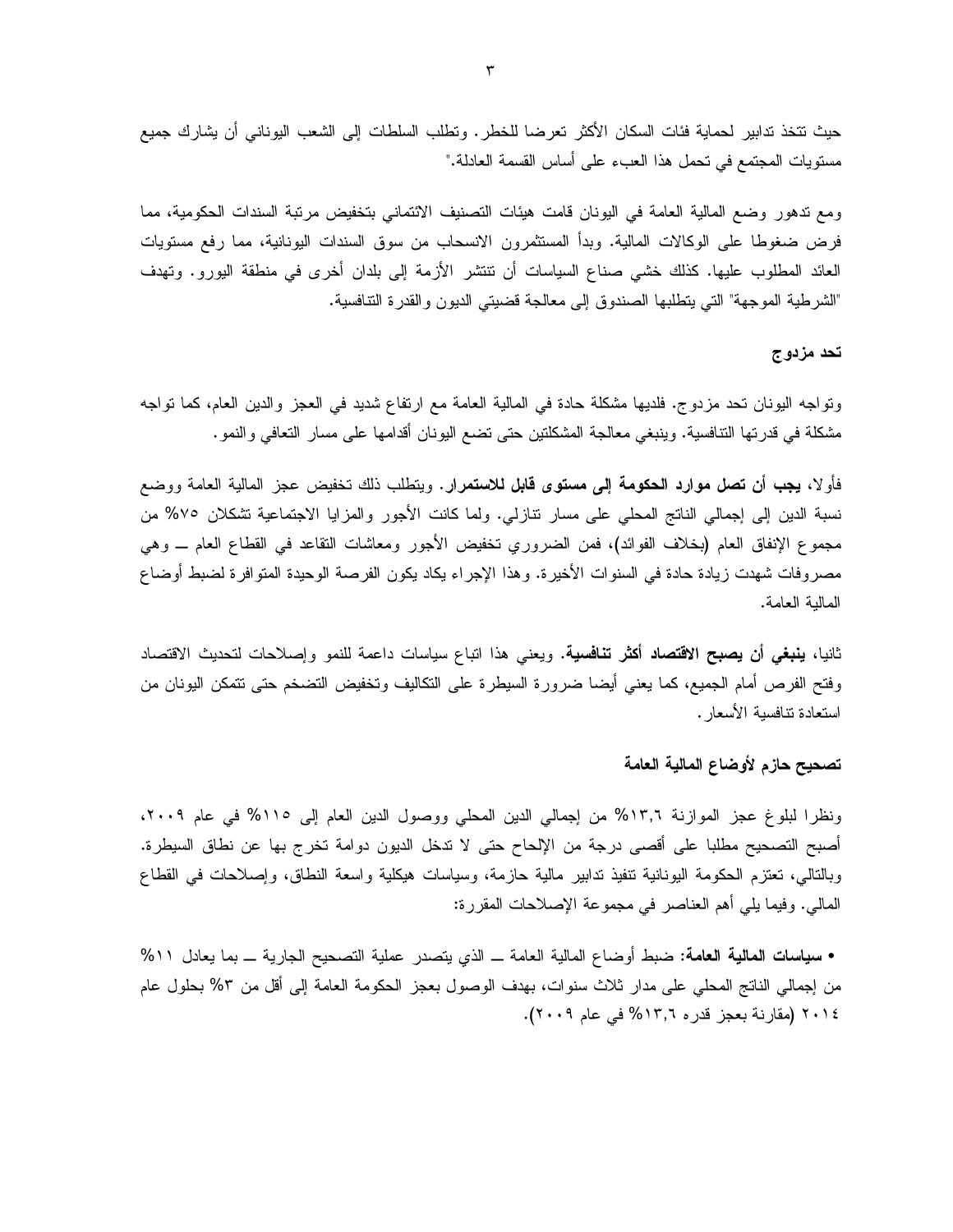حيث تتخذ تدابير لحماية فئات السكان الأكثر تعرضا للخطر. وتطلب السلطات إلى الشعب اليوناني أن يشارك جميع مستويات المجتمع في تحمل هذا العبء على أساس القسمة العادلة."

ومع تدهور وضع المالية العامة في اليونان قامت هيئات التصنيف الائتماني بتخفيض مرتبة السندات الحكومية، مما فرض ضغوطا على الوكالات المالية. وبدأ المستثمرون الانسحاب من سوق السندات اليونانية، مما رفع مستويات العائد المطلوب عليها. كذلك خشي صناع السياسات أن تنتشر الأزمة إلى بلدان أخرى في منطقة اليورو. وتهدف "الشرطية الموجهة" التي يتطلبها الصندوق إلى معالجة قضيتي الديون والقدرة التنافسية.

### تحد مزدوج

وتواجه اليونان تحد مزدوج. فلديها مشكلة حادة في المالية العامة مع ارتفاع شديد في العجز والدين العام، كما تواجه مشكلة في قدرتها التنافسية. وينبغي معالجة المشكلتين حتى تضع اليونان أقدامها على مسار التعافي والنمو.

فأولا، **يجب أن تصل موارد الحكومة إلى مستوى قابل للاستمرار**. ويتطلب ذلك تخفيض عجز المالية العامة ووضع نسبة الدين إلى إجمالي الناتج المحلي على مسار تنازلي. ولما كانت الأجور والمزايا الاجتماعية تشكلان ٧٥% من مجموع الإنفاق العام (بخلاف الفوائد)، فمن الضروري تخفيض الأجور ومعاشات التقاعد في القطاع العام ــ وهي مصروفات شهدت زيادة حادة في السنوات الأخيرة. وهذا الإجراء يكاد يكون الفرصة الوحيدة المتوافرة لضبط أوضاع المالية العامة.

ثانيا، **ينبغي أن يصبح الاقتصاد أكثر تنافسية**. ويعني هذا اتباع سياسات داعمة للنمو وإصلاحات لتحديث الاقتصاد وفتح الفرص أمام الجميع، كما يعني أيضا ضرورة السيطرة على التكاليف وتخفيض التضخم حتى تتمكن اليونان من استعادة تنافسية الأسعار.

### تصحيح حازم لأوضاع المالية العامة

ونظرا لبلوغ عجز الموازنة ١٣,٦% من إجمالي الدين المحلي ووصول الدين العام إلى ١١٥% في عام ٢٠٠٩، أصبح التصحيح مطلبا على أقصى درجة من الإلحاح حتى لا تدخل الديون دوامة تخرج بها عن نطاق السيطرة. وبالتالي، تعتزم الحكومة اليونانية تنفيذ تدابير مالية حازمة، وسياسات هيكلية واسعة النطاق، وإصلاحات في القطاع المالي. وفيما يلي أهم العناصر في مجموعة الإصلاحات المقررة:

- **سياسات المالية العامة:** ضبط أوضاع المالية العامة ــ الذي يتصدر عملية التصحيح الجارية ــ بما يعادل ١١% من إجمالي الناتج المحلي على مدار ثلاث سنوات، بهدف الوصول بعجز الحكومة العامة إلى أقل من ٣% بحلول عام ٢٠١٤ (مقارنة بعجز قدره ١٣,٦% في عام ٢٠٠٩).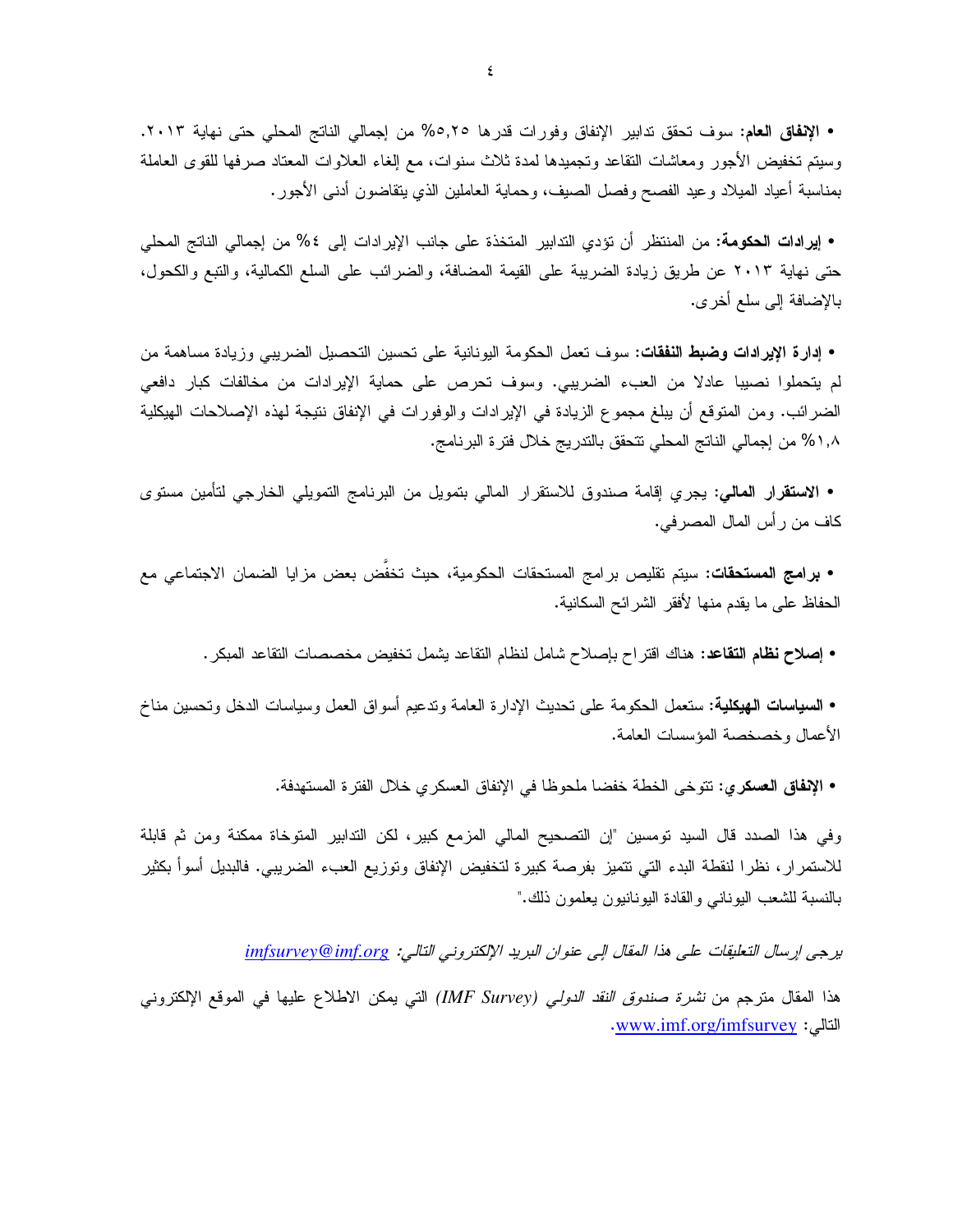• **الإنفاق العام**: سوف تحقق تدابير الإنفاق وفورات قدرها ٥,٢٥% من إجمالي الناتج المحلي حتى نهاية ٢٠١٣. وسيتم تخفيض الأجور ومعاشات التقاعد وتجميدها لمدة ثلاث سنوات، مع إلغاء العلاوات المعتاد صرفها للقوى العاملة بمناسبة أعياد الميلاد وعيد الفصح وفصل الصيف، وحماية العاملين الذي يتقاضون أدنى الأجور.

• **إيرادات الحكومة**: من المنتظر أن تؤدي التدابير المتخذة على جانب الإيرادات إلى ٤% من إجمالي الناتج المحلي حتى نهاية ٢٠١٣ عن طريق زيادة الضريبة على القيمة المضافة، والضرائب على السلع الكمالية، والتبغ والكحول، بالإضافة إلى سلع أخرى.

• **إدارة الإيرادات وضبط النفقات**: سوف تعمل الحكومة اليونانية على تحسين التحصيل الضريبي وزيادة مساهمة من لم يتحملوا نصيبا عادلا من العبء الضريبي. وسوف تحرص على حماية الإيرادات من مخالفات كبار دافعي الضرائب. ومن المتوقع أن يبلغ مجموع الزيادة في الإيرادات والوفورات في الإنفاق نتيجة لهذه الإصلاحات الهيكلية ١,٨% من إجمالي الناتج المحلي تتحقق بالتدريج خلال فترة البرنامج.

• **الاستقرار المالي**: يجري إقامة صندوق للاستقرار المالي بتمويل من البرنامج التمويلي الخارجي لتأمين مستوى كاف من رأس المال المصرفي.

• **برامج المستحقات**: سيتم تقليص برامج المستحقات الحكومية، حيث تخفَّض بعض مزايا الضمان الاجتماعي مع الحفاظ على ما يقدم منها لأفقر الشرائح السكانية.

• **إصلاح نظام التقاعد**: هناك اقتراح بإصلاح شامل لنظام التقاعد يشمل تخفيض مخصصات التقاعد المبكر.

• **السياسات الهيكلية**: ستعمل الحكومة على تحديث الإدارة العامة وتدعيم أسواق العمل وسياسات الدخل وتحسين مناخ الأعمال وخصخصة المؤسسات العامة.

• **الإنفاق العسكري**: تتوخى الخطة خفضا ملحوظا في الإنفاق العسكري خلال الفترة المستهدفة.

وفي هذا الصدد قال السيد تومسين "إن التصحيح المالي المزمع كبير، لكن التدابير المتوخاة ممكنة ومن ثم قابلة للاستمرار، نظرا لنقطة البدء التي تتميز بفرصة كبيرة لتخفيض الإنفاق وتوزيع العبء الضريبي. فالبديل أسوأ بكثير بالنسبة للشعب اليوناني والقادة اليونانيون يعلمون ذلك."

*يرجى إرسال التعليقات على هذا المقال إلى عنوان البريد الإلكتروني التالي:* imfsurvey@imf.org

هذا المقال مترجم من *نشرة صندوق النقد الدولي (IMF Survey)* التي يمكن الاطلاع عليها في الموقع الإلكتروني التالي: www.imf.org/imfsurvey.